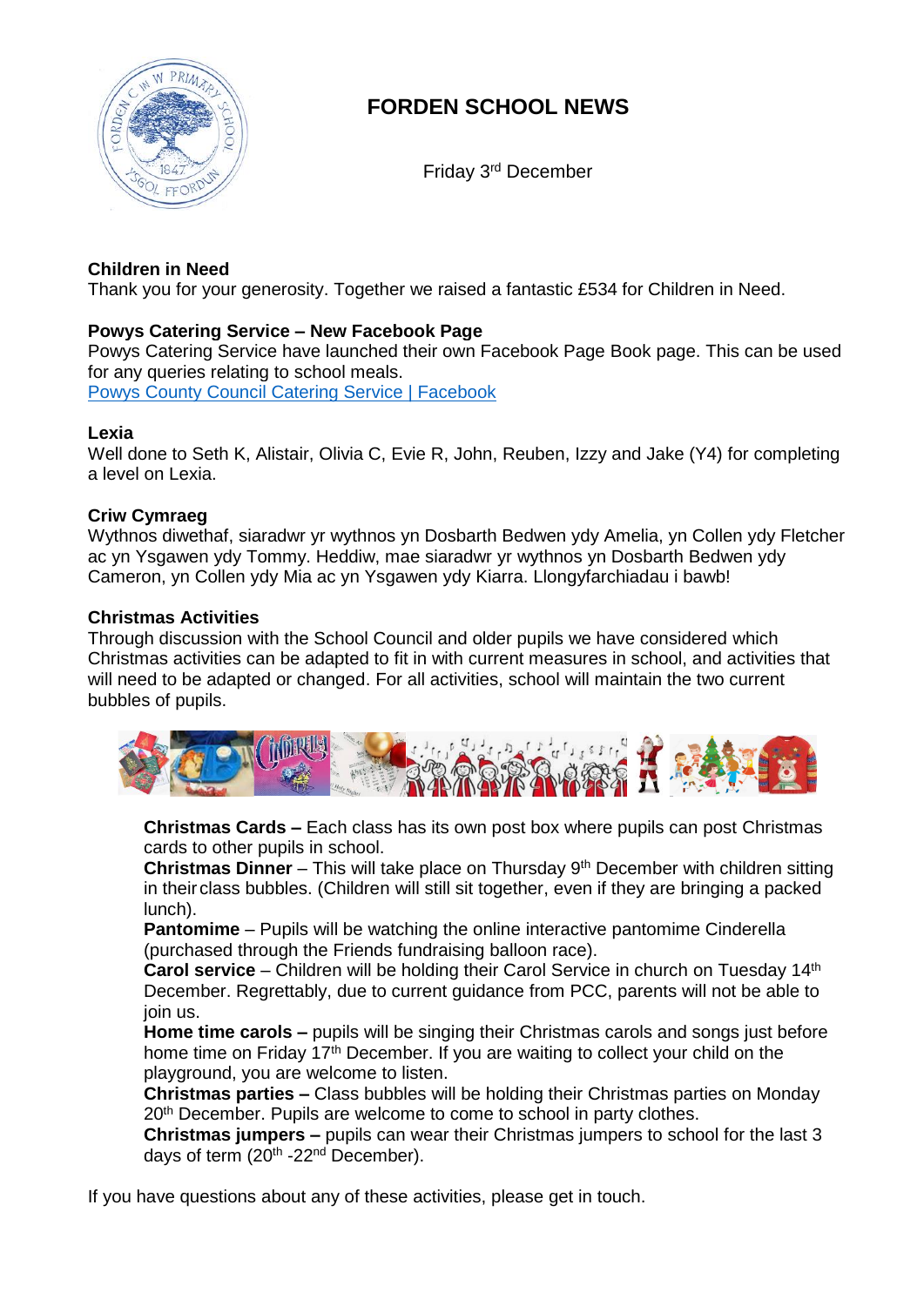# FORDEN SCHOOL NEWS

Friday 3rd December

## Children in Need

Thank you for your generosity. Together we raised a fantastic £534 for Children in Need.

## Powys Catering Service – New Facebook Page

Powys Catering Service have launched their own Facebook Page Book page. This can be used for any queries relating to school meals.
[Powys County Council Catering Service | Facebook]

## Lexia

Well done to Seth K, Alistair, Olivia C, Evie R, John, Reuben, Izzy and Jake (Y4) for completing a level on Lexia.

## Criw Cymraeg

Wythnos diwethaf, siaradwr yr wythnos yn Dosbarth Bedwen ydy Amelia, yn Collen ydy Fletcher ac yn Ysgawen ydy Tommy. Heddiw, mae siaradwr yr wythnos yn Dosbarth Bedwen ydy Cameron, yn Collen ydy Mia ac yn Ysgawen ydy Kiarra. Llongyfarchiadau i bawb!

## Christmas Activities

Through discussion with the School Council and older pupils we have considered which Christmas activities can be adapted to fit in with current measures in school, and activities that will need to be adapted or changed. For all activities, school will maintain the two current bubbles of pupils.

**Christmas Cards –** Each class has its own post box where pupils can post Christmas cards to other pupils in school.
**Christmas Dinner** – This will take place on Thursday 9th December with children sitting in their class bubbles. (Children will still sit together, even if they are bringing a packed lunch).
**Pantomime** – Pupils will be watching the online interactive pantomime Cinderella (purchased through the Friends fundraising balloon race).
**Carol service** – Children will be holding their Carol Service in church on Tuesday 14th December. Regrettably, due to current guidance from PCC, parents will not be able to join us.
**Home time carols –** pupils will be singing their Christmas carols and songs just before home time on Friday 17th December. If you are waiting to collect your child on the playground, you are welcome to listen.
**Christmas parties –** Class bubbles will be holding their Christmas parties on Monday 20th December. Pupils are welcome to come to school in party clothes.
**Christmas jumpers –** pupils can wear their Christmas jumpers to school for the last 3 days of term (20th -22nd December).

If you have questions about any of these activities, please get in touch.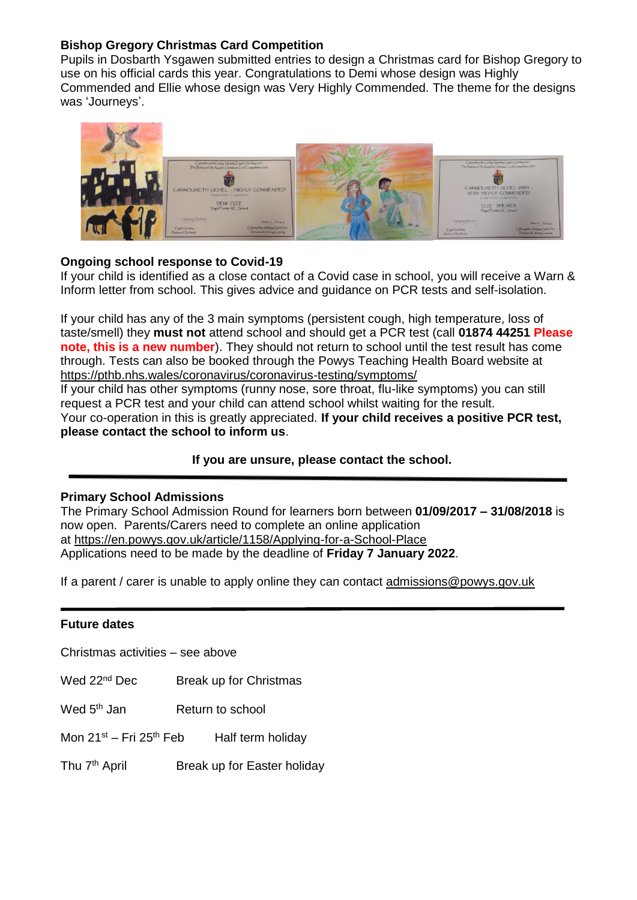**Bishop Gregory Christmas Card Competition**

Pupils in Dosbarth Ysgawen submitted entries to design a Christmas card for Bishop Gregory to use on his official cards this year. Congratulations to Demi whose design was Highly Commended and Ellie whose design was Very Highly Commended. The theme for the designs was 'Journeys'.

**Ongoing school response to Covid-19**

If your child is identified as a close contact of a Covid case in school, you will receive a Warn & Inform letter from school. This gives advice and guidance on PCR tests and self-isolation.

If your child has any of the 3 main symptoms (persistent cough, high temperature, loss of taste/smell) they **must not** attend school and should get a PCR test (call **01874 44251** **Please note, this is a new number**). They should not return to school until the test result has come through. Tests can also be booked through the Powys Teaching Health Board website at https://pthb.nhs.wales/coronavirus/coronavirus-testing/symptoms/

If your child has other symptoms (runny nose, sore throat, flu-like symptoms) you can still request a PCR test and your child can attend school whilst waiting for the result.

Your co-operation in this is greatly appreciated. **If your child receives a positive PCR test, please contact the school to inform us**.

**If you are unsure, please contact the school.**

---

**Primary School Admissions**

The Primary School Admission Round for learners born between **01/09/2017 – 31/08/2018** is now open. Parents/Carers need to complete an online application at https://en.powys.gov.uk/article/1158/Applying-for-a-School-Place

Applications need to be made by the deadline of **Friday 7 January 2022**.

If a parent / carer is unable to apply online they can contact admissions@powys.gov.uk

---

**Future dates**

Christmas activities – see above

Wed 22nd Dec — Break up for Christmas

Wed 5th Jan — Return to school

Mon 21st – Fri 25th Feb — Half term holiday

Thu 7th April — Break up for Easter holiday